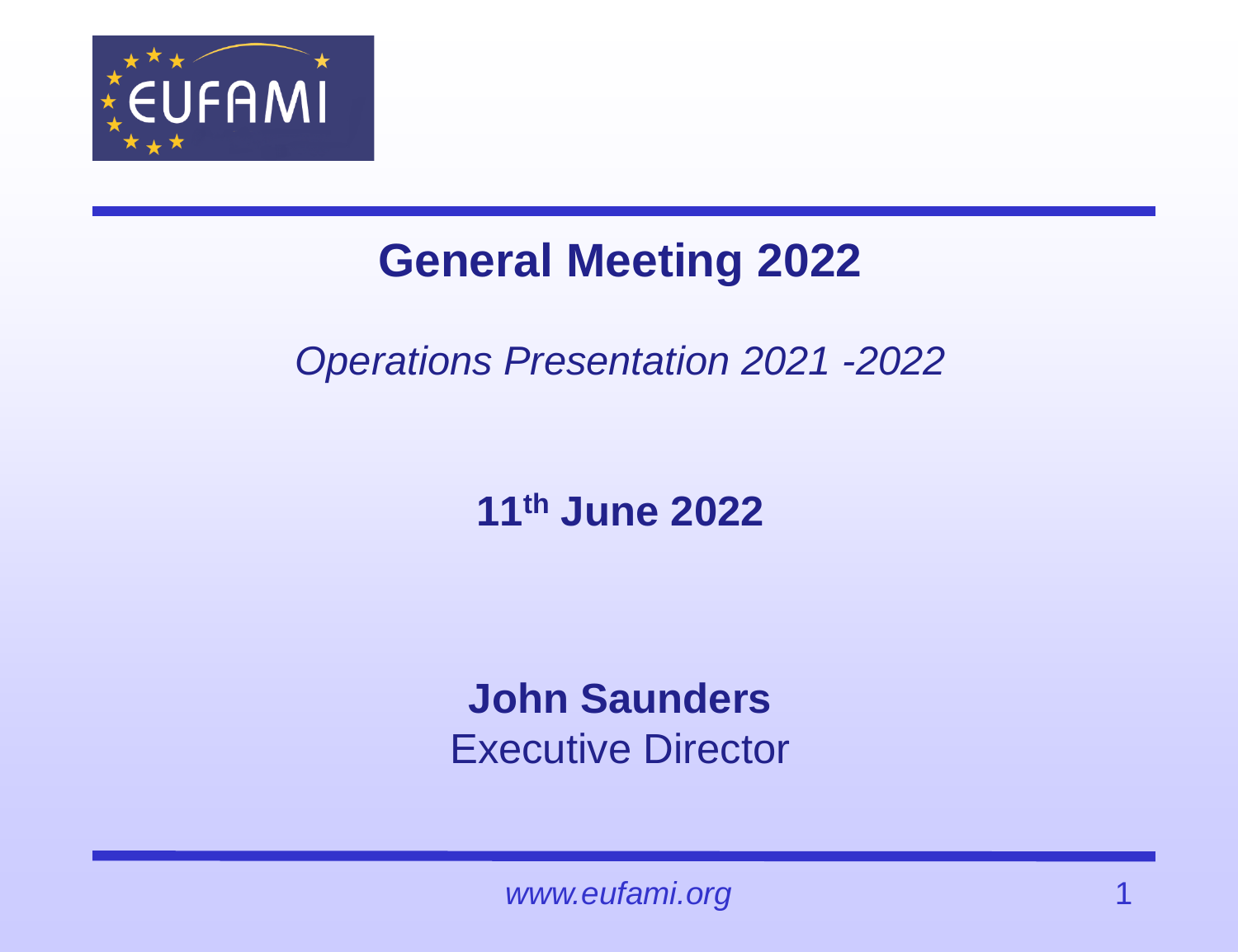EUFAMI

# General Meeting 2022

*Operations Presentation 2021 -2022*

**11th June 2022**

**John Saunders**
Executive Director

*www.eufami.org*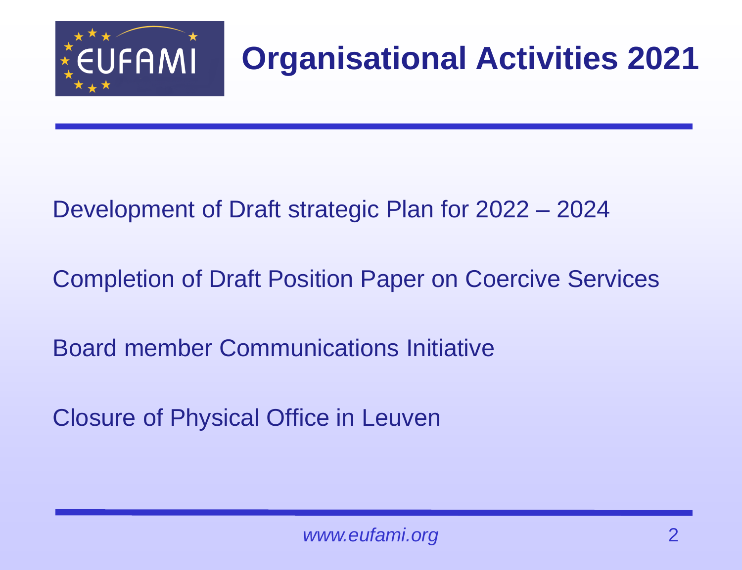# Organisational Activities 2021

Development of Draft strategic Plan for 2022 – 2024

Completion of Draft Position Paper on Coercive Services

Board member Communications Initiative

Closure of Physical Office in Leuven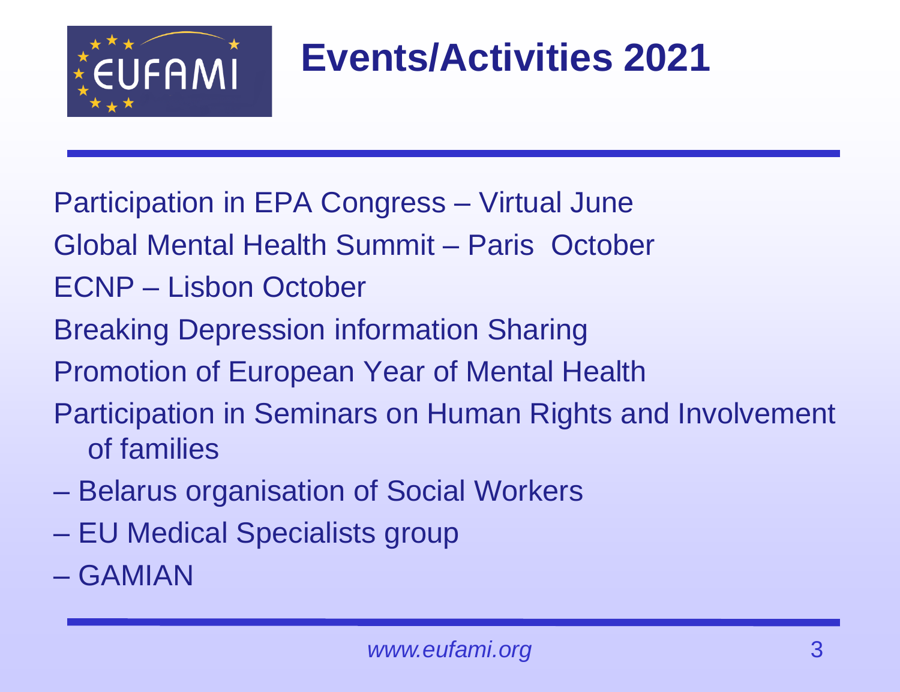# Events/Activities 2021

Participation in EPA Congress – Virtual June

Global Mental Health Summit – Paris October

ECNP – Lisbon October

Breaking Depression information Sharing

Promotion of European Year of Mental Health

Participation in Seminars on Human Rights and Involvement of families

– Belarus organisation of Social Workers

– EU Medical Specialists group

– GAMIAN

*www.eufami.org*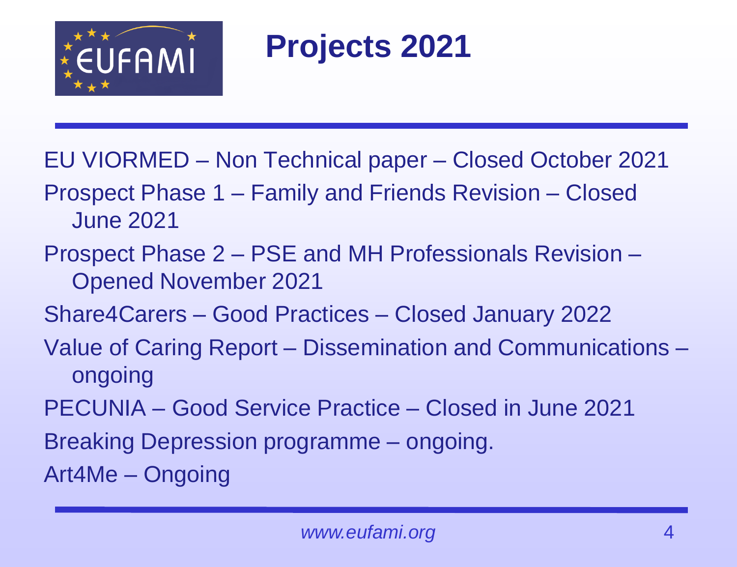# Projects 2021

- EU VIORMED – Non Technical paper – Closed October 2021
- Prospect Phase 1 – Family and Friends Revision – Closed June 2021
- Prospect Phase 2 – PSE and MH Professionals Revision – Opened November 2021
- Share4Carers – Good Practices – Closed January 2022
- Value of Caring Report – Dissemination and Communications – ongoing
- PECUNIA – Good Service Practice – Closed in June 2021
- Breaking Depression programme – ongoing.
- Art4Me – Ongoing

*www.eufami.org*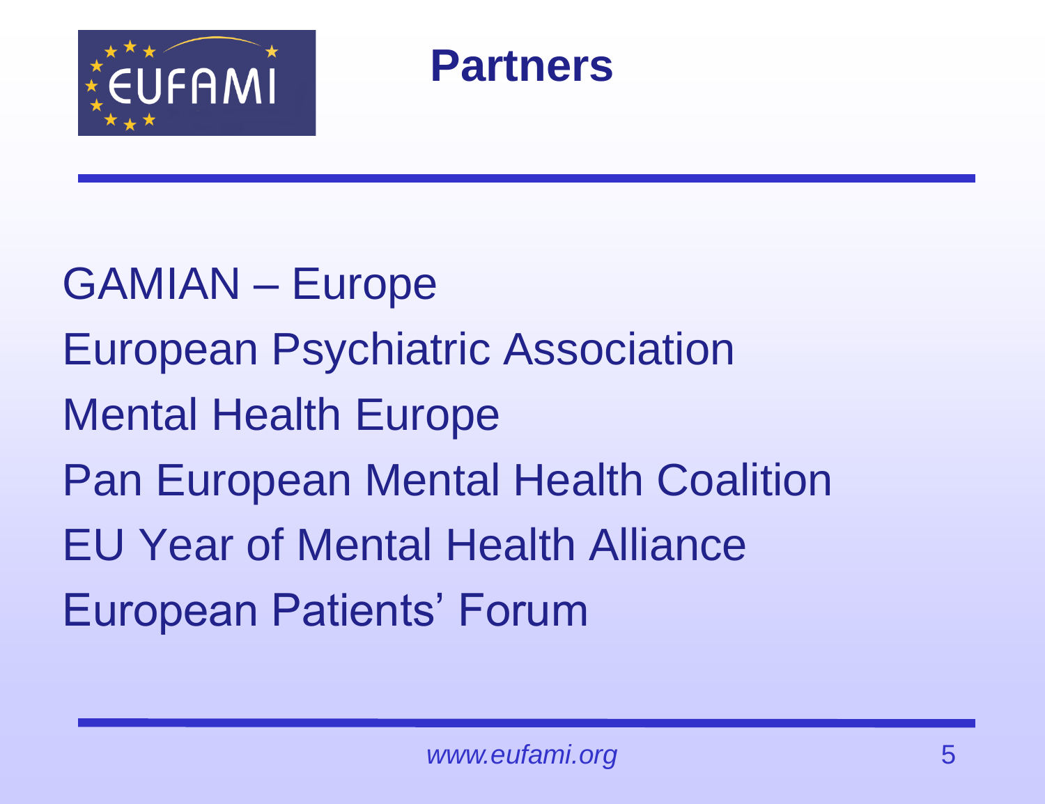# Partners

GAMIAN – Europe

European Psychiatric Association

Mental Health Europe

Pan European Mental Health Coalition

EU Year of Mental Health Alliance

European Patients' Forum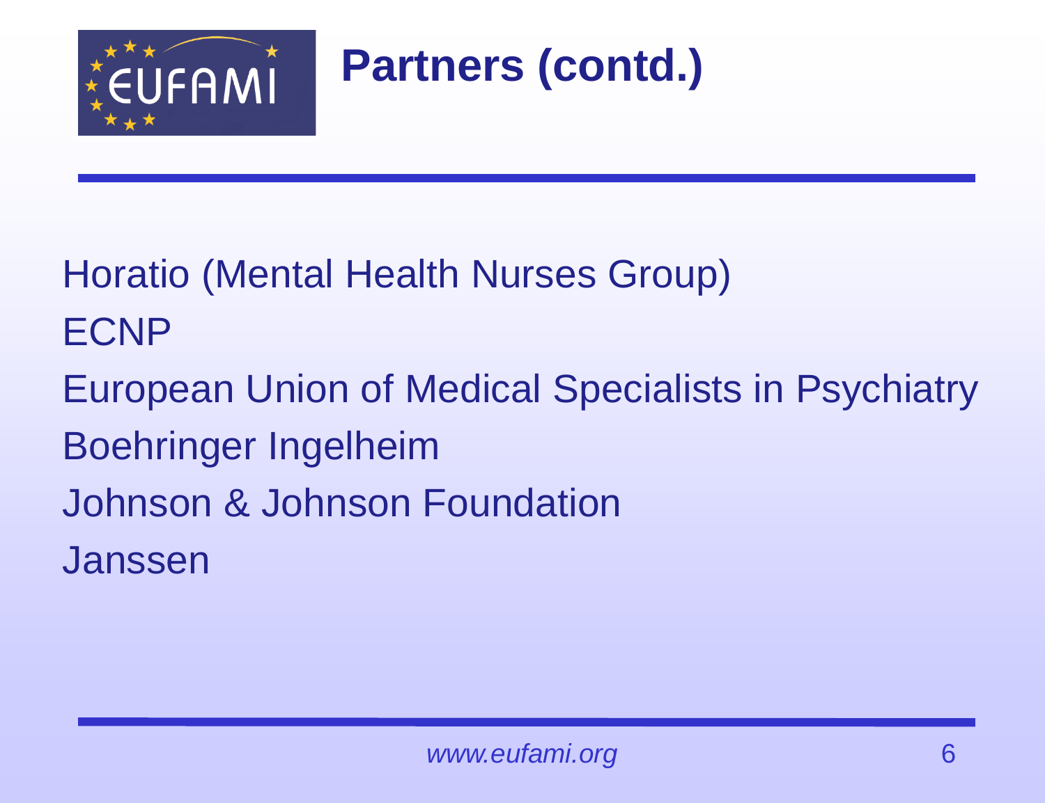# Partners (contd.)

Horatio (Mental Health Nurses Group)
ECNP
European Union of Medical Specialists in Psychiatry
Boehringer Ingelheim
Johnson & Johnson Foundation
Janssen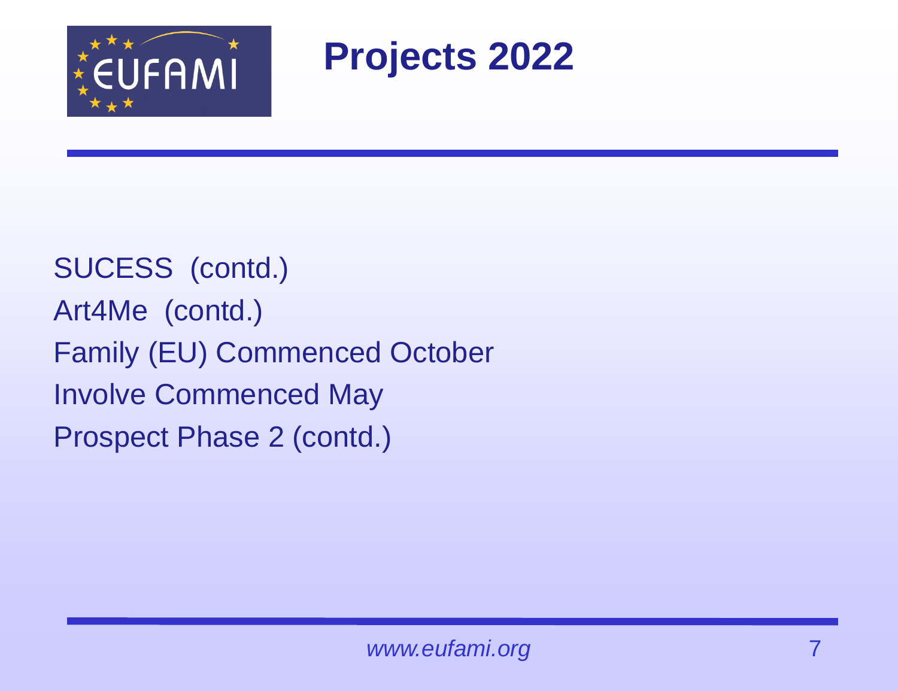# Projects 2022

SUCESS (contd.)

Art4Me (contd.)

Family (EU) Commenced October

Involve Commenced May

Prospect Phase 2 (contd.)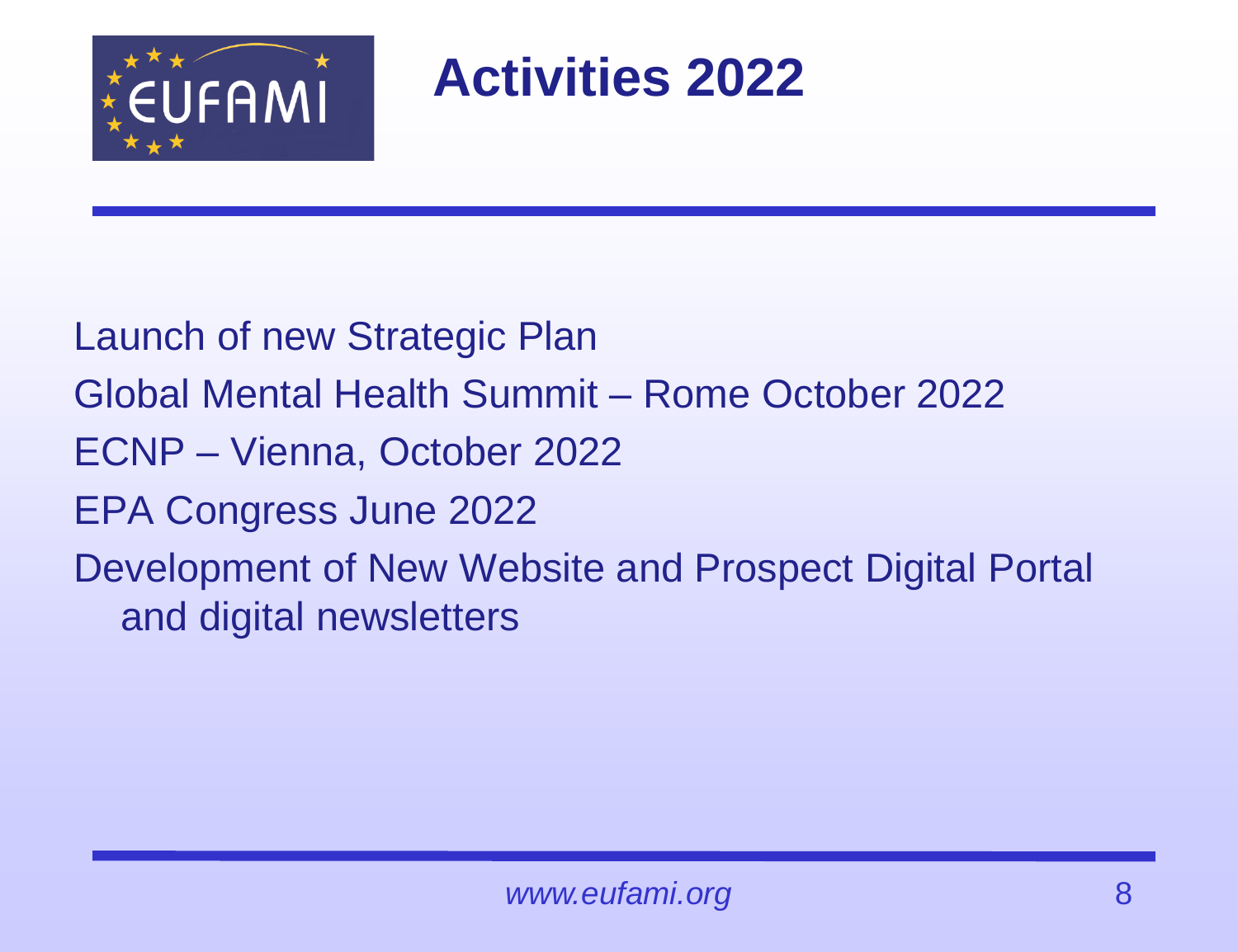# Activities 2022

Launch of new Strategic Plan

Global Mental Health Summit – Rome October 2022

ECNP – Vienna, October 2022

EPA Congress June 2022

Development of New Website and Prospect Digital Portal and digital newsletters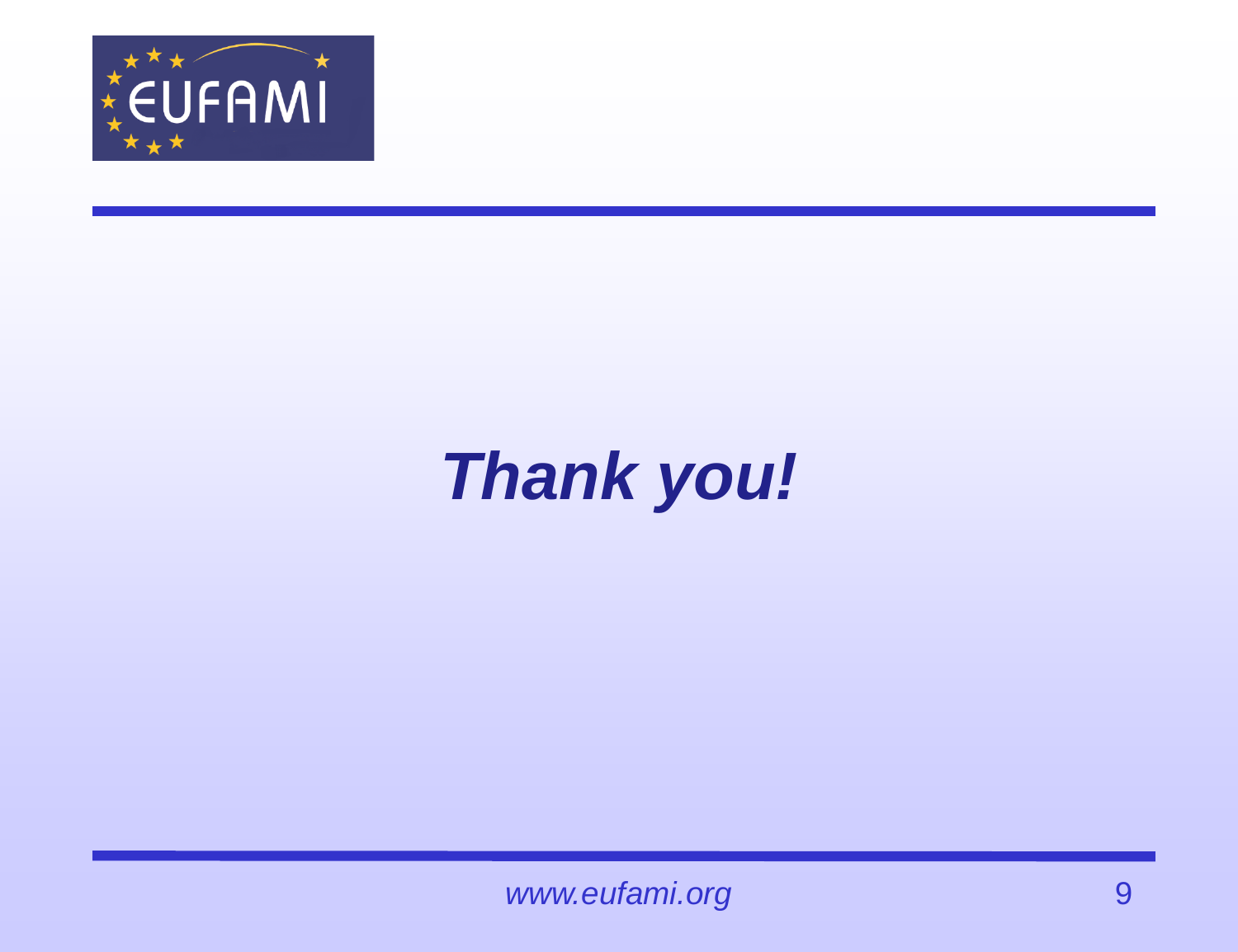# *Thank you!*

*www.eufami.org*